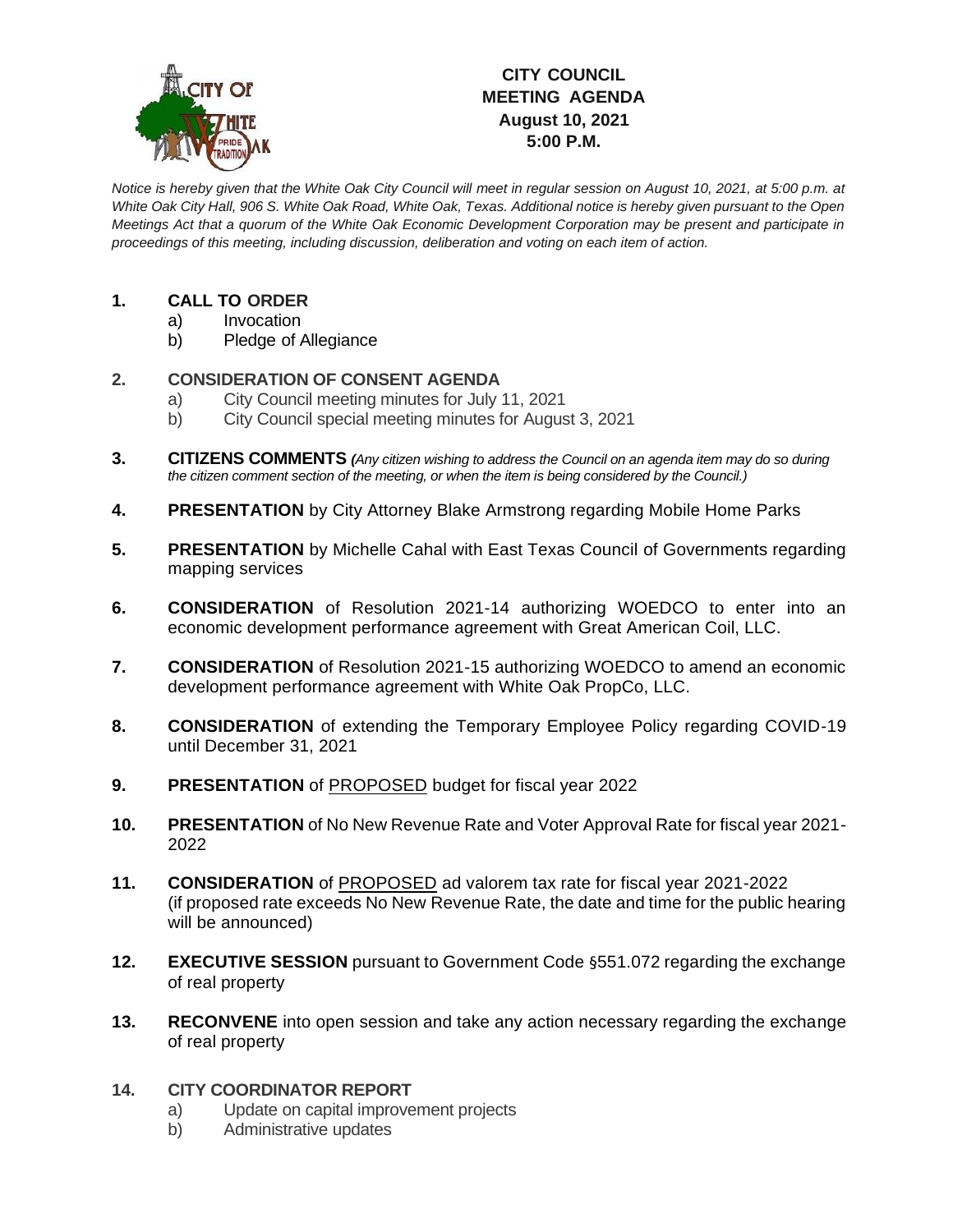# CITY COUNCIL MEETING AGENDA
## August 10, 2021
## 5:00 P.M.

*Notice is hereby given that the White Oak City Council will meet in regular session on August 10, 2021, at 5:00 p.m. at White Oak City Hall, 906 S. White Oak Road, White Oak, Texas. Additional notice is hereby given pursuant to the Open Meetings Act that a quorum of the White Oak Economic Development Corporation may be present and participate in proceedings of this meeting, including discussion, deliberation and voting on each item of action.*

**1. CALL TO ORDER**
   a) Invocation
   b) Pledge of Allegiance

**2. CONSIDERATION OF CONSENT AGENDA**
   a) City Council meeting minutes for July 11, 2021
   b) City Council special meeting minutes for August 3, 2021

**3. CITIZENS COMMENTS** *(Any citizen wishing to address the Council on an agenda item may do so during the citizen comment section of the meeting, or when the item is being considered by the Council.)*

**4. PRESENTATION** by City Attorney Blake Armstrong regarding Mobile Home Parks

**5. PRESENTATION** by Michelle Cahal with East Texas Council of Governments regarding mapping services

**6. CONSIDERATION** of Resolution 2021-14 authorizing WOEDCO to enter into an economic development performance agreement with Great American Coil, LLC.

**7. CONSIDERATION** of Resolution 2021-15 authorizing WOEDCO to amend an economic development performance agreement with White Oak PropCo, LLC.

**8. CONSIDERATION** of extending the Temporary Employee Policy regarding COVID-19 until December 31, 2021

**9. PRESENTATION** of PROPOSED budget for fiscal year 2022

**10. PRESENTATION** of No New Revenue Rate and Voter Approval Rate for fiscal year 2021-2022

**11. CONSIDERATION** of PROPOSED ad valorem tax rate for fiscal year 2021-2022 (if proposed rate exceeds No New Revenue Rate, the date and time for the public hearing will be announced)

**12. EXECUTIVE SESSION** pursuant to Government Code §551.072 regarding the exchange of real property

**13. RECONVENE** into open session and take any action necessary regarding the exchange of real property

**14. CITY COORDINATOR REPORT**
   a) Update on capital improvement projects
   b) Administrative updates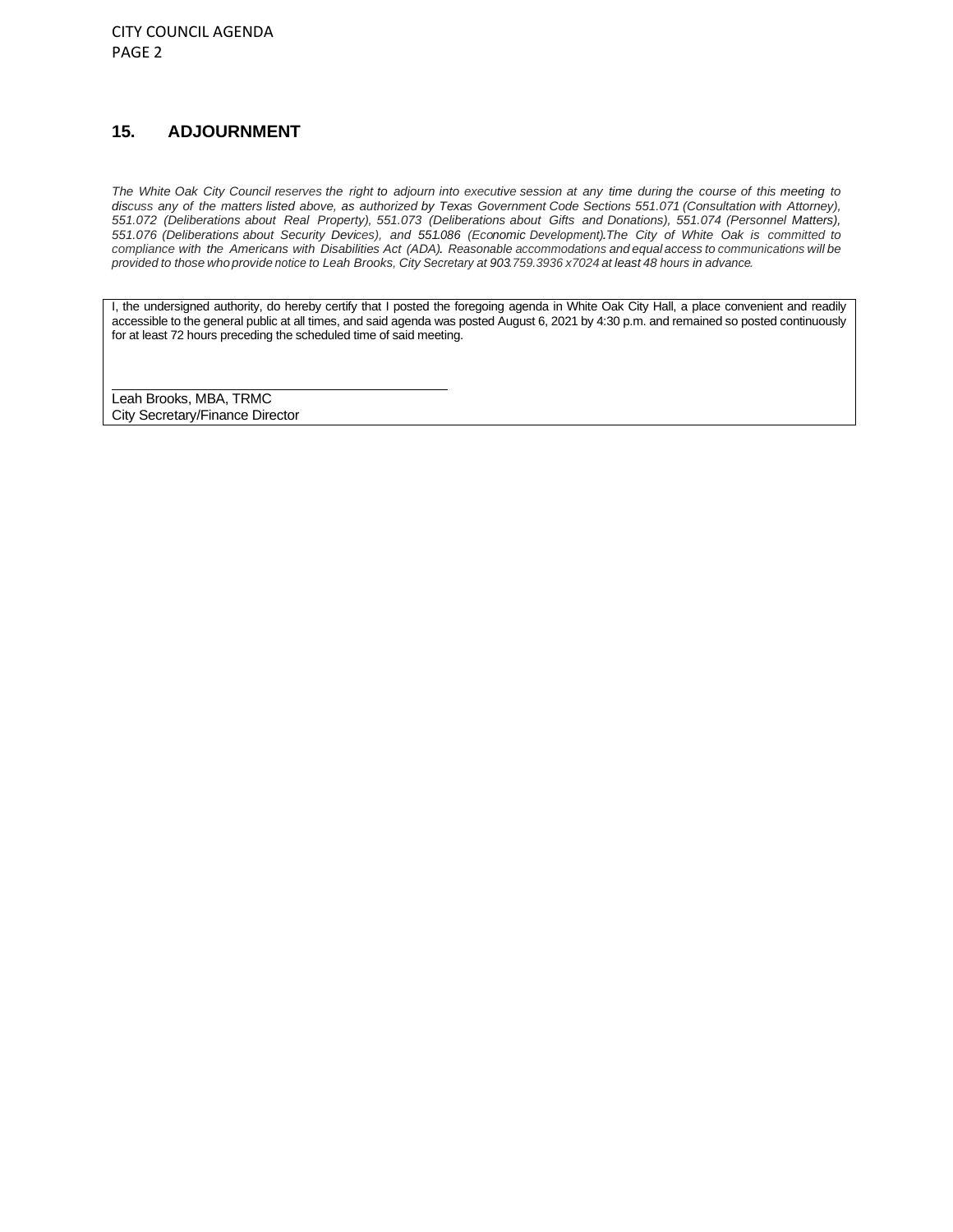## 15. ADJOURNMENT

*The White Oak City Council reserves the right to adjourn into executive session at any time during the course of this meeting to discuss any of the matters listed above, as authorized by Texas Government Code Sections 551.071 (Consultation with Attorney), 551.072 (Deliberations about Real Property), 551.073 (Deliberations about Gifts and Donations), 551.074 (Personnel Matters), 551.076 (Deliberations about Security Devices), and 551.086 (Economic Development). The City of White Oak is committed to compliance with the Americans with Disabilities Act (ADA). Reasonable accommodations and equal access to communications will be provided to those who provide notice to Leah Brooks, City Secretary at 903.759.3936 x7024 at least 48 hours in advance.*

I, the undersigned authority, do hereby certify that I posted the foregoing agenda in White Oak City Hall, a place convenient and readily accessible to the general public at all times, and said agenda was posted August 6, 2021 by 4:30 p.m. and remained so posted continuously for at least 72 hours preceding the scheduled time of said meeting.

\_\_\_\_\_\_\_\_\_\_\_\_\_\_\_\_\_\_\_\_\_\_\_\_\_\_\_\_\_\_\_\_\_\_\_\_\_\_\_\_

Leah Brooks, MBA, TRMC
City Secretary/Finance Director